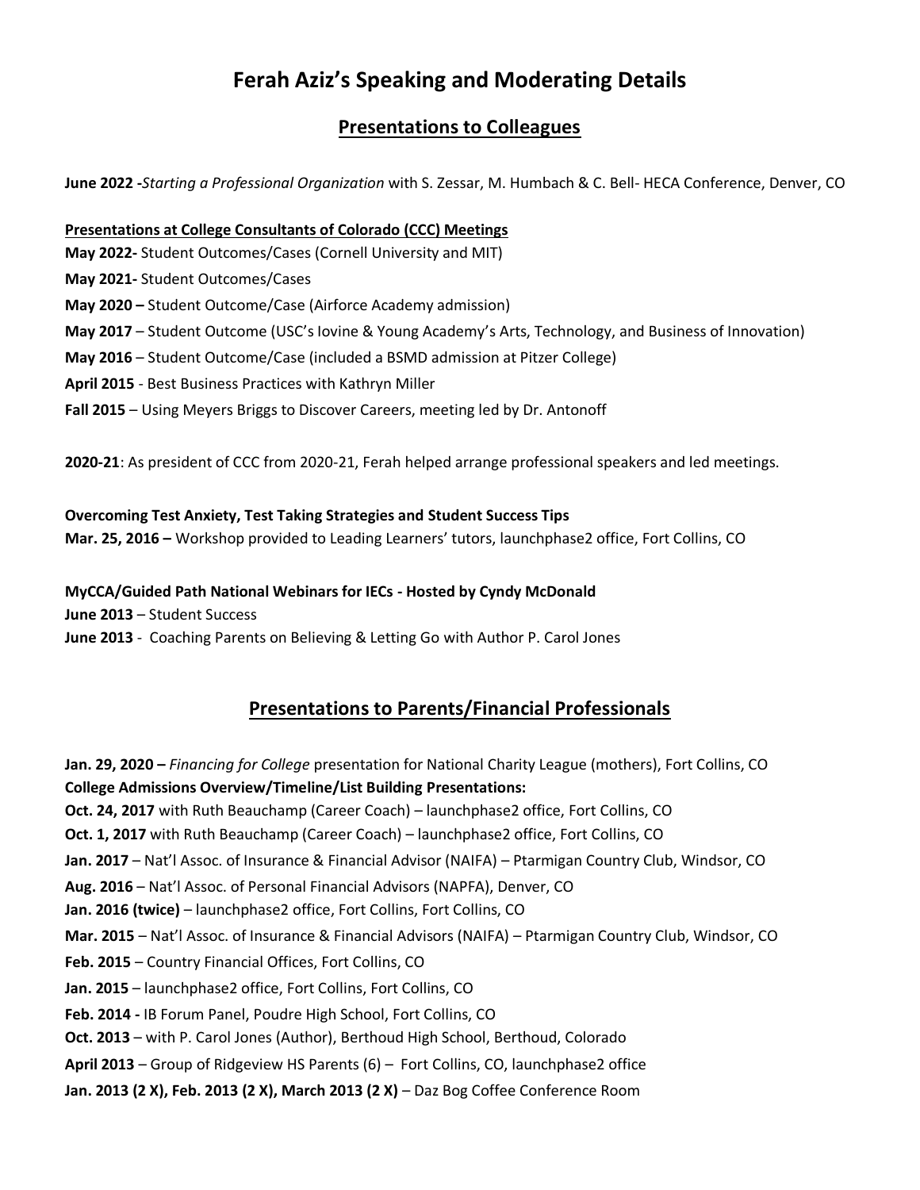# Ferah Aziz's Speaking and Moderating Details

## Presentations to Colleagues

**June 2022 -***Starting a Professional Organization* with S. Zessar, M. Humbach & C. Bell- HECA Conference, Denver, CO

**Presentations at College Consultants of Colorado (CCC) Meetings**

**May 2022-** Student Outcomes/Cases (Cornell University and MIT)
**May 2021-** Student Outcomes/Cases
**May 2020 –** Student Outcome/Case (Airforce Academy admission)
**May 2017** – Student Outcome (USC's Iovine & Young Academy's Arts, Technology, and Business of Innovation)
**May 2016** – Student Outcome/Case (included a BSMD admission at Pitzer College)
**April 2015** - Best Business Practices with Kathryn Miller
**Fall 2015** – Using Meyers Briggs to Discover Careers, meeting led by Dr. Antonoff

**2020-21**: As president of CCC from 2020-21, Ferah helped arrange professional speakers and led meetings.

**Overcoming Test Anxiety, Test Taking Strategies and Student Success Tips**
**Mar. 25, 2016 –** Workshop provided to Leading Learners' tutors, launchphase2 office, Fort Collins, CO

**MyCCA/Guided Path National Webinars for IECs - Hosted by Cyndy McDonald**
**June 2013** – Student Success
**June 2013** - Coaching Parents on Believing & Letting Go with Author P. Carol Jones

## Presentations to Parents/Financial Professionals

**Jan. 29, 2020 –** *Financing for College* presentation for National Charity League (mothers), Fort Collins, CO
**College Admissions Overview/Timeline/List Building Presentations:**
**Oct. 24, 2017** with Ruth Beauchamp (Career Coach) – launchphase2 office, Fort Collins, CO
**Oct. 1, 2017** with Ruth Beauchamp (Career Coach) – launchphase2 office, Fort Collins, CO
**Jan. 2017** – Nat'l Assoc. of Insurance & Financial Advisor (NAIFA) – Ptarmigan Country Club, Windsor, CO
**Aug. 2016** – Nat'l Assoc. of Personal Financial Advisors (NAPFA), Denver, CO
**Jan. 2016 (twice)** – launchphase2 office, Fort Collins, Fort Collins, CO
**Mar. 2015** – Nat'l Assoc. of Insurance & Financial Advisors (NAIFA) – Ptarmigan Country Club, Windsor, CO
**Feb. 2015** – Country Financial Offices, Fort Collins, CO
**Jan. 2015** – launchphase2 office, Fort Collins, Fort Collins, CO
**Feb. 2014 -** IB Forum Panel, Poudre High School, Fort Collins, CO
**Oct. 2013** – with P. Carol Jones (Author), Berthoud High School, Berthoud, Colorado
**April 2013** – Group of Ridgeview HS Parents (6) – Fort Collins, CO, launchphase2 office
**Jan. 2013 (2 X), Feb. 2013 (2 X), March 2013 (2 X)** – Daz Bog Coffee Conference Room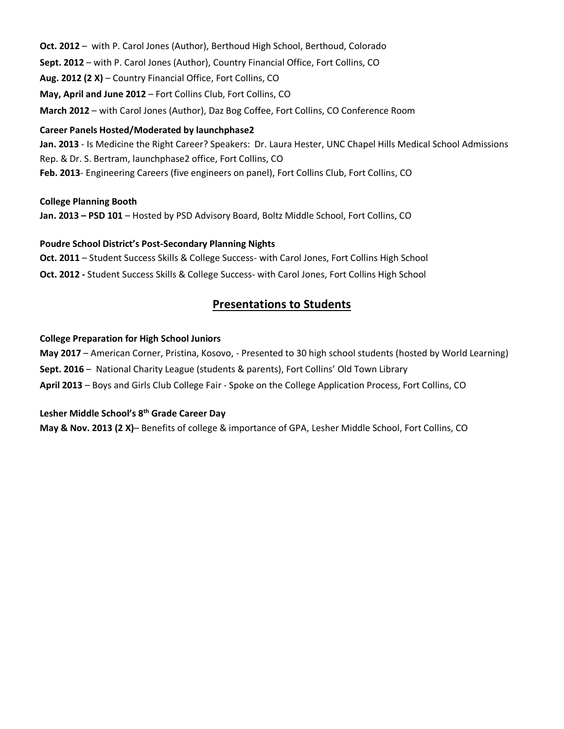**Oct. 2012** – with P. Carol Jones (Author), Berthoud High School, Berthoud, Colorado

**Sept. 2012** – with P. Carol Jones (Author), Country Financial Office, Fort Collins, CO

**Aug. 2012 (2 X)** – Country Financial Office, Fort Collins, CO

**May, April and June 2012** – Fort Collins Club, Fort Collins, CO

**March 2012** – with Carol Jones (Author), Daz Bog Coffee, Fort Collins, CO Conference Room

**Career Panels Hosted/Moderated by launchphase2**

**Jan. 2013** - Is Medicine the Right Career? Speakers: Dr. Laura Hester, UNC Chapel Hills Medical School Admissions Rep. & Dr. S. Bertram, launchphase2 office, Fort Collins, CO

**Feb. 2013**- Engineering Careers (five engineers on panel), Fort Collins Club, Fort Collins, CO

**College Planning Booth**

**Jan. 2013 – PSD 101** – Hosted by PSD Advisory Board, Boltz Middle School, Fort Collins, CO

**Poudre School District's Post-Secondary Planning Nights**

**Oct. 2011** – Student Success Skills & College Success- with Carol Jones, Fort Collins High School

**Oct. 2012 -** Student Success Skills & College Success- with Carol Jones, Fort Collins High School

## Presentations to Students

**College Preparation for High School Juniors**

**May 2017** – American Corner, Pristina, Kosovo, - Presented to 30 high school students (hosted by World Learning)

**Sept. 2016** – National Charity League (students & parents), Fort Collins' Old Town Library

**April 2013** – Boys and Girls Club College Fair - Spoke on the College Application Process, Fort Collins, CO

**Lesher Middle School's 8th Grade Career Day**

**May & Nov. 2013 (2 X)**– Benefits of college & importance of GPA, Lesher Middle School, Fort Collins, CO